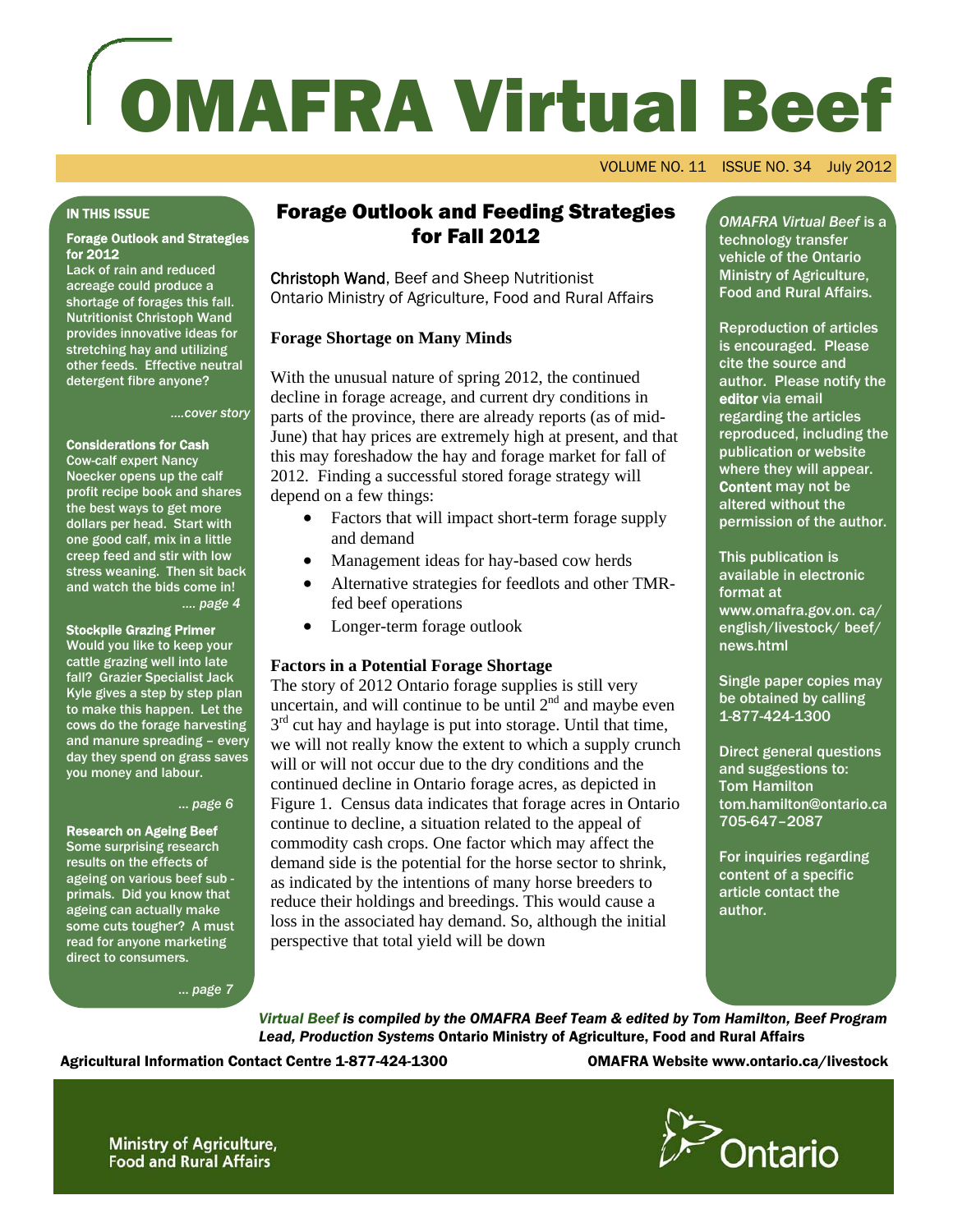# OMAFRA Virtual Beef

VOLUME NO. 11 ISSUE NO. 34 July 2012

## Forage Outlook and Feeding Strategies for Fall 2012

Christoph Wand, Beef and Sheep Nutritionist
Ontario Ministry of Agriculture, Food and Rural Affairs

### Forage Shortage on Many Minds

With the unusual nature of spring 2012, the continued decline in forage acreage, and current dry conditions in parts of the province, there are already reports (as of mid-June) that hay prices are extremely high at present, and that this may foreshadow the hay and forage market for fall of 2012. Finding a successful stored forage strategy will depend on a few things:

- Factors that will impact short-term forage supply and demand
- Management ideas for hay-based cow herds
- Alternative strategies for feedlots and other TMR-fed beef operations
- Longer-term forage outlook

### Factors in a Potential Forage Shortage

The story of 2012 Ontario forage supplies is still very uncertain, and will continue to be until 2nd and maybe even 3rd cut hay and haylage is put into storage. Until that time, we will not really know the extent to which a supply crunch will or will not occur due to the dry conditions and the continued decline in Ontario forage acres, as depicted in Figure 1. Census data indicates that forage acres in Ontario continue to decline, a situation related to the appeal of commodity cash crops. One factor which may affect the demand side is the potential for the horse sector to shrink, as indicated by the intentions of many horse breeders to reduce their holdings and breedings. This would cause a loss in the associated hay demand. So, although the initial perspective that total yield will be down

---

**IN THIS ISSUE**

**Forage Outlook and Strategies for 2012**
Lack of rain and reduced acreage could produce a shortage of forages this fall. Nutritionist Christoph Wand provides innovative ideas for stretching hay and utilizing other feeds. Effective neutral detergent fibre anyone?

*....cover story*

**Considerations for Cash**
Cow-calf expert Nancy Noecker opens up the calf profit recipe book and shares the best ways to get more dollars per head. Start with one good calf, mix in a little creep feed and stir with low stress weaning. Then sit back and watch the bids come in!

*.... page 4*

**Stockpile Grazing Primer**
Would you like to keep your cattle grazing well into late fall? Grazier Specialist Jack Kyle gives a step by step plan to make this happen. Let the cows do the forage harvesting and manure spreading – every day they spend on grass saves you money and labour.

*... page 6*

**Research on Ageing Beef**
Some surprising research results on the effects of ageing on various beef sub - primals. Did you know that ageing can actually make some cuts tougher? A must read for anyone marketing direct to consumers.

*... page 7*

---

*OMAFRA Virtual Beef* is a technology transfer vehicle of the Ontario Ministry of Agriculture, Food and Rural Affairs.

Reproduction of articles is encouraged. Please cite the source and author. Please notify the **editor** via email regarding the articles reproduced, including the publication or website where they will appear. **Content** may not be altered without the permission of the author.

This publication is available in electronic format at www.omafra.gov.on. ca/ english/livestock/ beef/ news.html

Single paper copies may be obtained by calling 1-877-424-1300

Direct general questions and suggestions to: Tom Hamilton tom.hamilton@ontario.ca 705-647–2087

For inquiries regarding content of a specific article contact the author.

---

***Virtual Beef** is compiled by the OMAFRA Beef Team & edited by Tom Hamilton, Beef Program Lead, Production Systems* **Ontario Ministry of Agriculture, Food and Rural Affairs**

**Agricultural Information Contact Centre 1-877-424-1300** **OMAFRA Website www.ontario.ca/livestock**

Ministry of Agriculture, Food and Rural Affairs

Ontario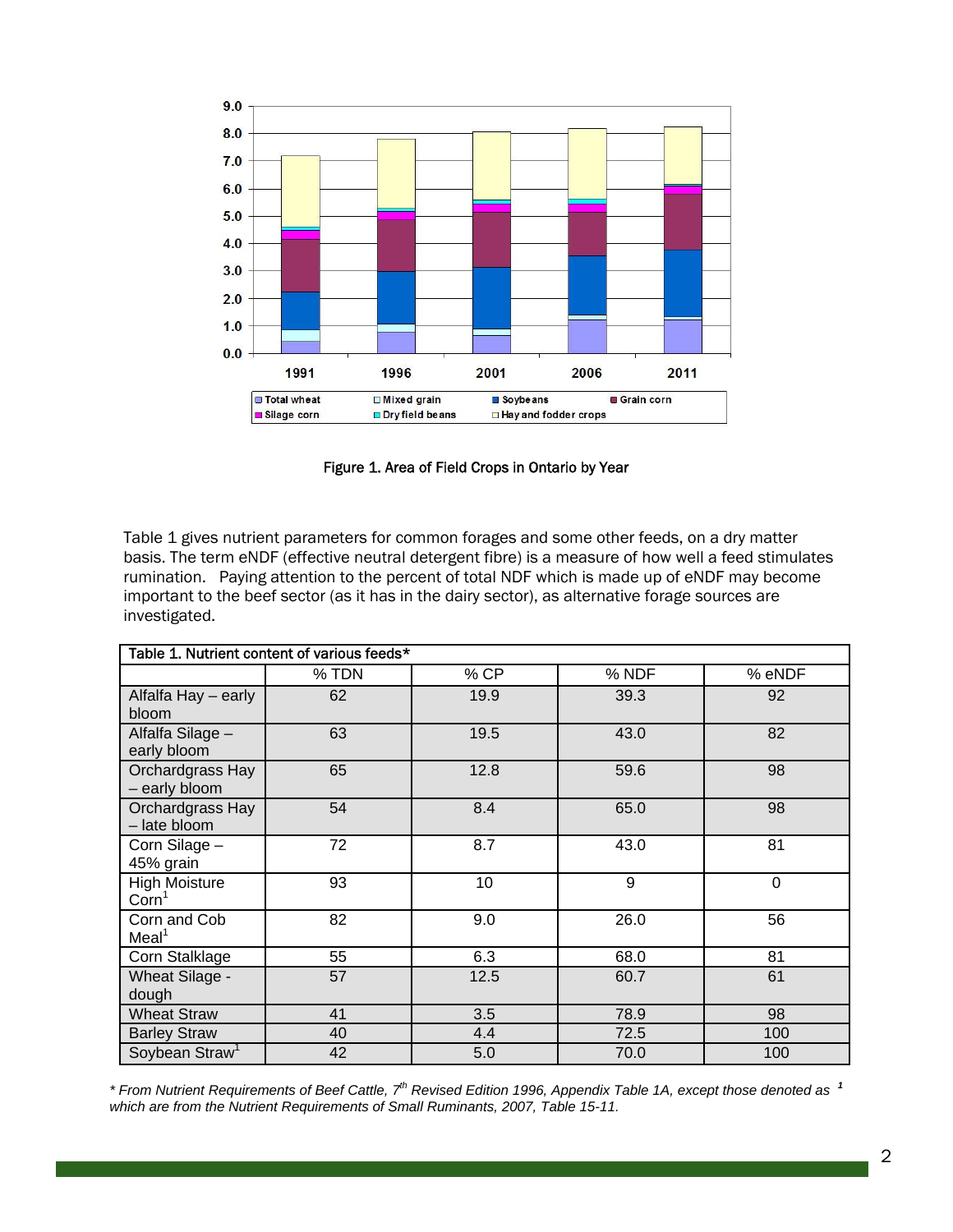Figure 1. Area of Field Crops in Ontario by Year

Table 1 gives nutrient parameters for common forages and some other feeds, on a dry matter basis. The term eNDF (effective neutral detergent fibre) is a measure of how well a feed stimulates rumination. Paying attention to the percent of total NDF which is made up of eNDF may become important to the beef sector (as it has in the dairy sector), as alternative forage sources are investigated.

**Table 1. Nutrient content of various feeds***

| | % TDN | % CP | % NDF | % eNDF |
|---|---|---|---|---|
| Alfalfa Hay – early bloom | 62 | 19.9 | 39.3 | 92 |
| Alfalfa Silage – early bloom | 63 | 19.5 | 43.0 | 82 |
| Orchardgrass Hay – early bloom | 65 | 12.8 | 59.6 | 98 |
| Orchardgrass Hay – late bloom | 54 | 8.4 | 65.0 | 98 |
| Corn Silage – 45% grain | 72 | 8.7 | 43.0 | 81 |
| High Moisture Corn[1] | 93 | 10 | 9 | 0 |
| Corn and Cob Meal[1] | 82 | 9.0 | 26.0 | 56 |
| Corn Stalklage | 55 | 6.3 | 68.0 | 81 |
| Wheat Silage - dough | 57 | 12.5 | 60.7 | 61 |
| Wheat Straw | 41 | 3.5 | 78.9 | 98 |
| Barley Straw | 40 | 4.4 | 72.5 | 100 |
| Soybean Straw[1] | 42 | 5.0 | 70.0 | 100 |

*\* From Nutrient Requirements of Beef Cattle, 7th Revised Edition 1996, Appendix Table 1A, except those denoted as [1] which are from the Nutrient Requirements of Small Ruminants, 2007, Table 15-11.*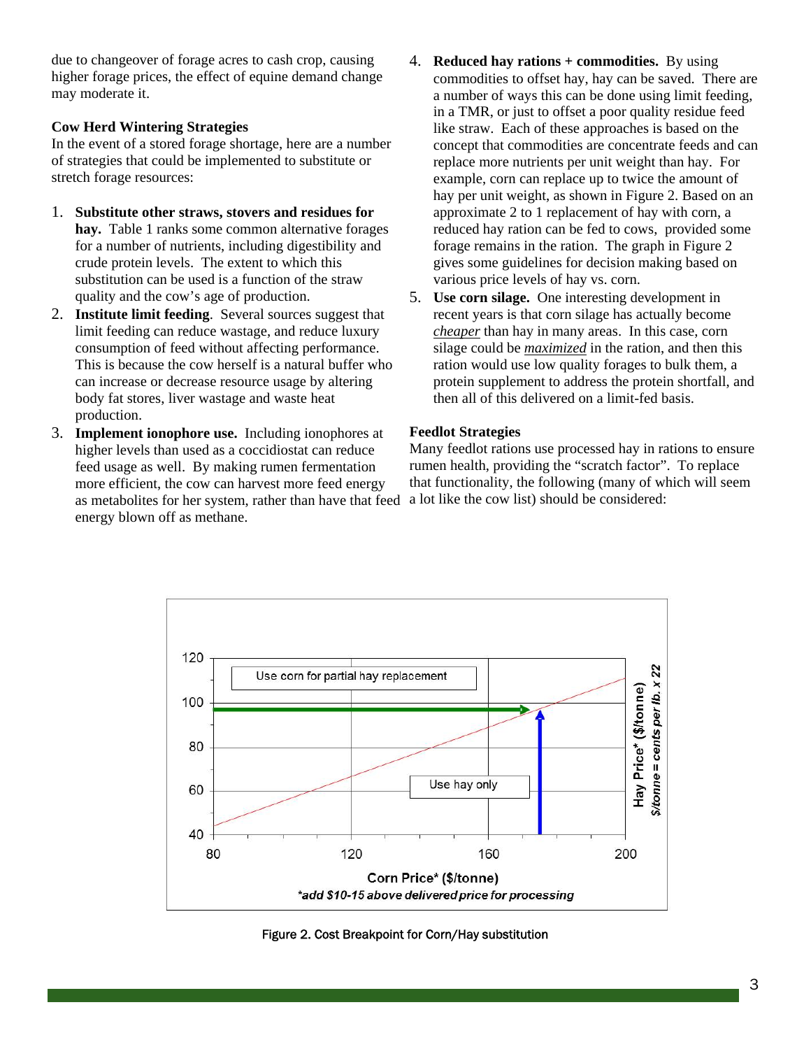due to changeover of forage acres to cash crop, causing higher forage prices, the effect of equine demand change may moderate it.

### Cow Herd Wintering Strategies

In the event of a stored forage shortage, here are a number of strategies that could be implemented to substitute or stretch forage resources:

1. **Substitute other straws, stovers and residues for hay.** Table 1 ranks some common alternative forages for a number of nutrients, including digestibility and crude protein levels. The extent to which this substitution can be used is a function of the straw quality and the cow's age of production.
2. **Institute limit feeding**. Several sources suggest that limit feeding can reduce wastage, and reduce luxury consumption of feed without affecting performance. This is because the cow herself is a natural buffer who can increase or decrease resource usage by altering body fat stores, liver wastage and waste heat production.
3. **Implement ionophore use.** Including ionophores at higher levels than used as a coccidiostat can reduce feed usage as well. By making rumen fermentation more efficient, the cow can harvest more feed energy as metabolites for her system, rather than have that feed energy blown off as methane.
4. **Reduced hay rations + commodities.** By using commodities to offset hay, hay can be saved. There are a number of ways this can be done using limit feeding, in a TMR, or just to offset a poor quality residue feed like straw. Each of these approaches is based on the concept that commodities are concentrate feeds and can replace more nutrients per unit weight than hay. For example, corn can replace up to twice the amount of hay per unit weight, as shown in Figure 2. Based on an approximate 2 to 1 replacement of hay with corn, a reduced hay ration can be fed to cows, provided some forage remains in the ration. The graph in Figure 2 gives some guidelines for decision making based on various price levels of hay vs. corn.
5. **Use corn silage.** One interesting development in recent years is that corn silage has actually become *cheaper* than hay in many areas. In this case, corn silage could be *maximized* in the ration, and then this ration would use low quality forages to bulk them, a protein supplement to address the protein shortfall, and then all of this delivered on a limit-fed basis.

### Feedlot Strategies

Many feedlot rations use processed hay in rations to ensure rumen health, providing the "scratch factor". To replace that functionality, the following (many of which will seem a lot like the cow list) should be considered:

Figure 2. Cost Breakpoint for Corn/Hay substitution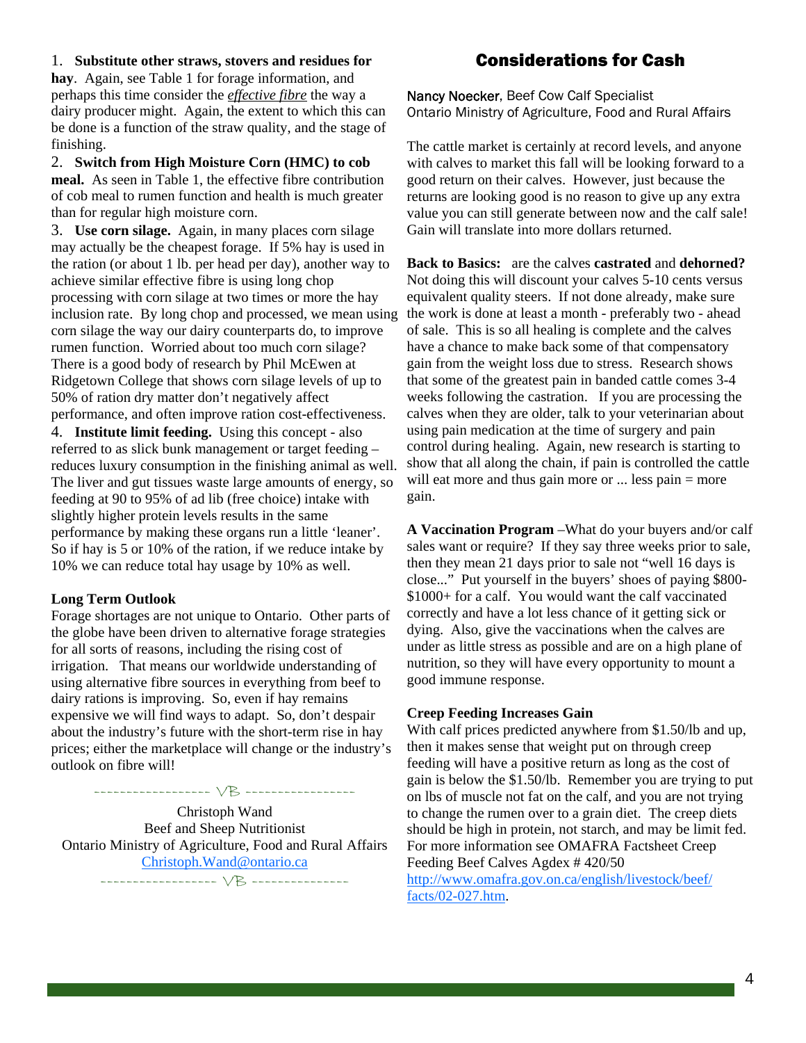1. **Substitute other straws, stovers and residues for hay**. Again, see Table 1 for forage information, and perhaps this time consider the ***effective fibre*** the way a dairy producer might. Again, the extent to which this can be done is a function of the straw quality, and the stage of finishing.

2. **Switch from High Moisture Corn (HMC) to cob meal.** As seen in Table 1, the effective fibre contribution of cob meal to rumen function and health is much greater than for regular high moisture corn.

3. **Use corn silage.** Again, in many places corn silage may actually be the cheapest forage. If 5% hay is used in the ration (or about 1 lb. per head per day), another way to achieve similar effective fibre is using long chop processing with corn silage at two times or more the hay inclusion rate. By long chop and processed, we mean using corn silage the way our dairy counterparts do, to improve rumen function. Worried about too much corn silage? There is a good body of research by Phil McEwen at Ridgetown College that shows corn silage levels of up to 50% of ration dry matter don't negatively affect performance, and often improve ration cost-effectiveness.

4. **Institute limit feeding.** Using this concept - also referred to as slick bunk management or target feeding – reduces luxury consumption in the finishing animal as well. The liver and gut tissues waste large amounts of energy, so feeding at 90 to 95% of ad lib (free choice) intake with slightly higher protein levels results in the same performance by making these organs run a little 'leaner'. So if hay is 5 or 10% of the ration, if we reduce intake by 10% we can reduce total hay usage by 10% as well.

**Long Term Outlook**

Forage shortages are not unique to Ontario. Other parts of the globe have been driven to alternative forage strategies for all sorts of reasons, including the rising cost of irrigation. That means our worldwide understanding of using alternative fibre sources in everything from beef to dairy rations is improving. So, even if hay remains expensive we will find ways to adapt. So, don't despair about the industry's future with the short-term rise in hay prices; either the marketplace will change or the industry's outlook on fibre will!

----------------- VB -----------------

Christoph Wand
Beef and Sheep Nutritionist
Ontario Ministry of Agriculture, Food and Rural Affairs
Christoph.Wand@ontario.ca

----------------- VB -----------------

## Considerations for Cash

Nancy Noecker, Beef Cow Calf Specialist
Ontario Ministry of Agriculture, Food and Rural Affairs

The cattle market is certainly at record levels, and anyone with calves to market this fall will be looking forward to a good return on their calves. However, just because the returns are looking good is no reason to give up any extra value you can still generate between now and the calf sale! Gain will translate into more dollars returned.

**Back to Basics:** are the calves **castrated** and **dehorned?** Not doing this will discount your calves 5-10 cents versus equivalent quality steers. If not done already, make sure the work is done at least a month - preferably two - ahead of sale. This is so all healing is complete and the calves have a chance to make back some of that compensatory gain from the weight loss due to stress. Research shows that some of the greatest pain in banded cattle comes 3-4 weeks following the castration. If you are processing the calves when they are older, talk to your veterinarian about using pain medication at the time of surgery and pain control during healing. Again, new research is starting to show that all along the chain, if pain is controlled the cattle will eat more and thus gain more or ... less pain = more gain.

**A Vaccination Program** –What do your buyers and/or calf sales want or require? If they say three weeks prior to sale, then they mean 21 days prior to sale not "well 16 days is close..." Put yourself in the buyers' shoes of paying $800-$1000+ for a calf. You would want the calf vaccinated correctly and have a lot less chance of it getting sick or dying. Also, give the vaccinations when the calves are under as little stress as possible and are on a high plane of nutrition, so they will have every opportunity to mount a good immune response.

**Creep Feeding Increases Gain**

With calf prices predicted anywhere from $1.50/lb and up, then it makes sense that weight put on through creep feeding will have a positive return as long as the cost of gain is below the $1.50/lb. Remember you are trying to put on lbs of muscle not fat on the calf, and you are not trying to change the rumen over to a grain diet. The creep diets should be high in protein, not starch, and may be limit fed. For more information see OMAFRA Factsheet Creep Feeding Beef Calves Agdex # 420/50 http://www.omafra.gov.on.ca/english/livestock/beef/facts/02-027.htm.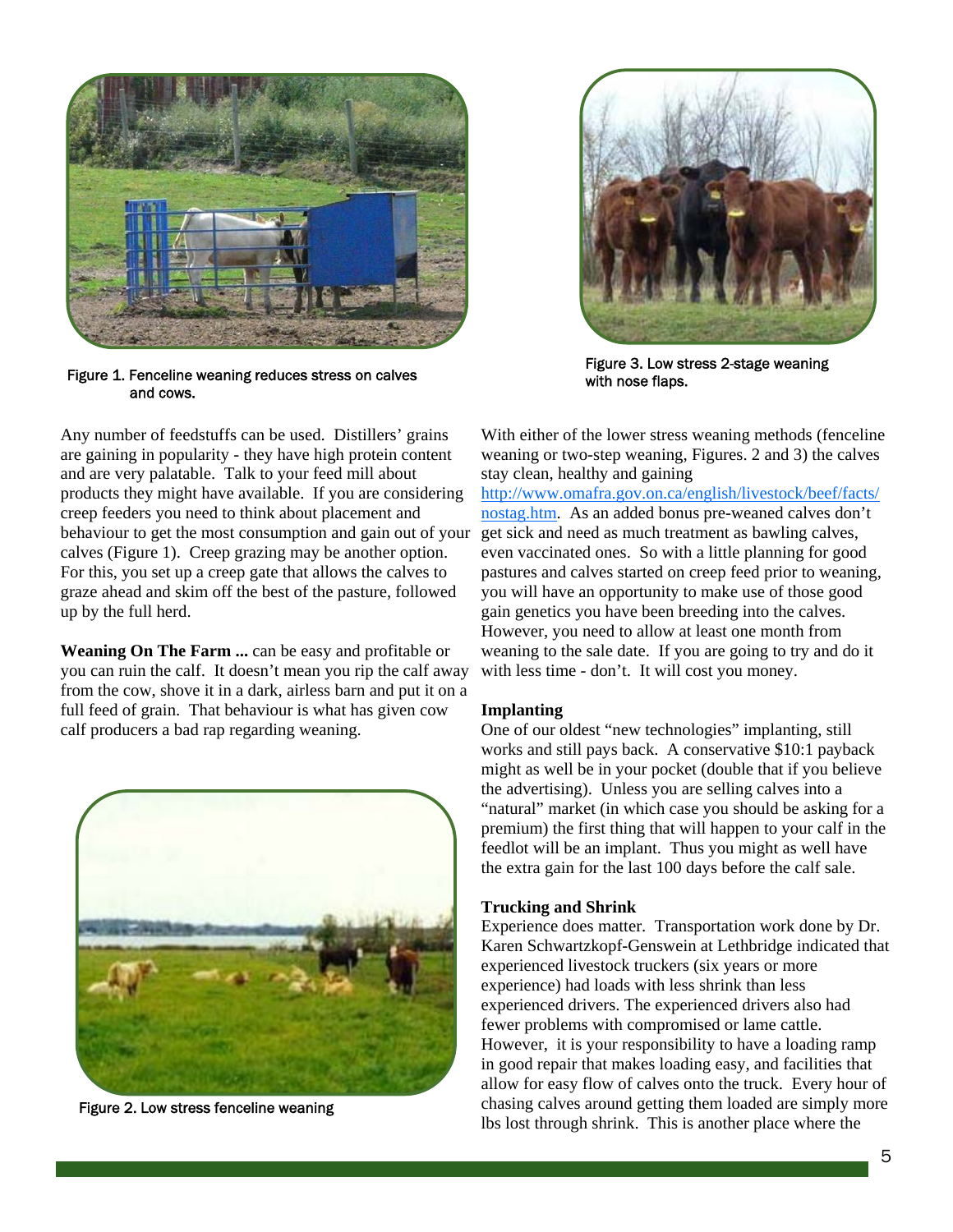Figure 1. Fenceline weaning reduces stress on calves and cows.

Any number of feedstuffs can be used. Distillers' grains are gaining in popularity - they have high protein content and are very palatable. Talk to your feed mill about products they might have available. If you are considering creep feeders you need to think about placement and behaviour to get the most consumption and gain out of your calves (Figure 1). Creep grazing may be another option. For this, you set up a creep gate that allows the calves to graze ahead and skim off the best of the pasture, followed up by the full herd.

**Weaning On The Farm ...** can be easy and profitable or you can ruin the calf. It doesn't mean you rip the calf away from the cow, shove it in a dark, airless barn and put it on a full feed of grain. That behaviour is what has given cow calf producers a bad rap regarding weaning.

Figure 2. Low stress fenceline weaning

Figure 3. Low stress 2-stage weaning with nose flaps.

With either of the lower stress weaning methods (fenceline weaning or two-step weaning, Figures. 2 and 3) the calves stay clean, healthy and gaining http://www.omafra.gov.on.ca/english/livestock/beef/facts/nostag.htm. As an added bonus pre-weaned calves don't get sick and need as much treatment as bawling calves, even vaccinated ones. So with a little planning for good pastures and calves started on creep feed prior to weaning, you will have an opportunity to make use of those good gain genetics you have been breeding into the calves. However, you need to allow at least one month from weaning to the sale date. If you are going to try and do it with less time - don't. It will cost you money.

**Implanting**

One of our oldest "new technologies" implanting, still works and still pays back. A conservative $10:1 payback might as well be in your pocket (double that if you believe the advertising). Unless you are selling calves into a "natural" market (in which case you should be asking for a premium) the first thing that will happen to your calf in the feedlot will be an implant. Thus you might as well have the extra gain for the last 100 days before the calf sale.

**Trucking and Shrink**

Experience does matter. Transportation work done by Dr. Karen Schwartzkopf-Genswein at Lethbridge indicated that experienced livestock truckers (six years or more experience) had loads with less shrink than less experienced drivers. The experienced drivers also had fewer problems with compromised or lame cattle. However, it is your responsibility to have a loading ramp in good repair that makes loading easy, and facilities that allow for easy flow of calves onto the truck. Every hour of chasing calves around getting them loaded are simply more lbs lost through shrink. This is another place where the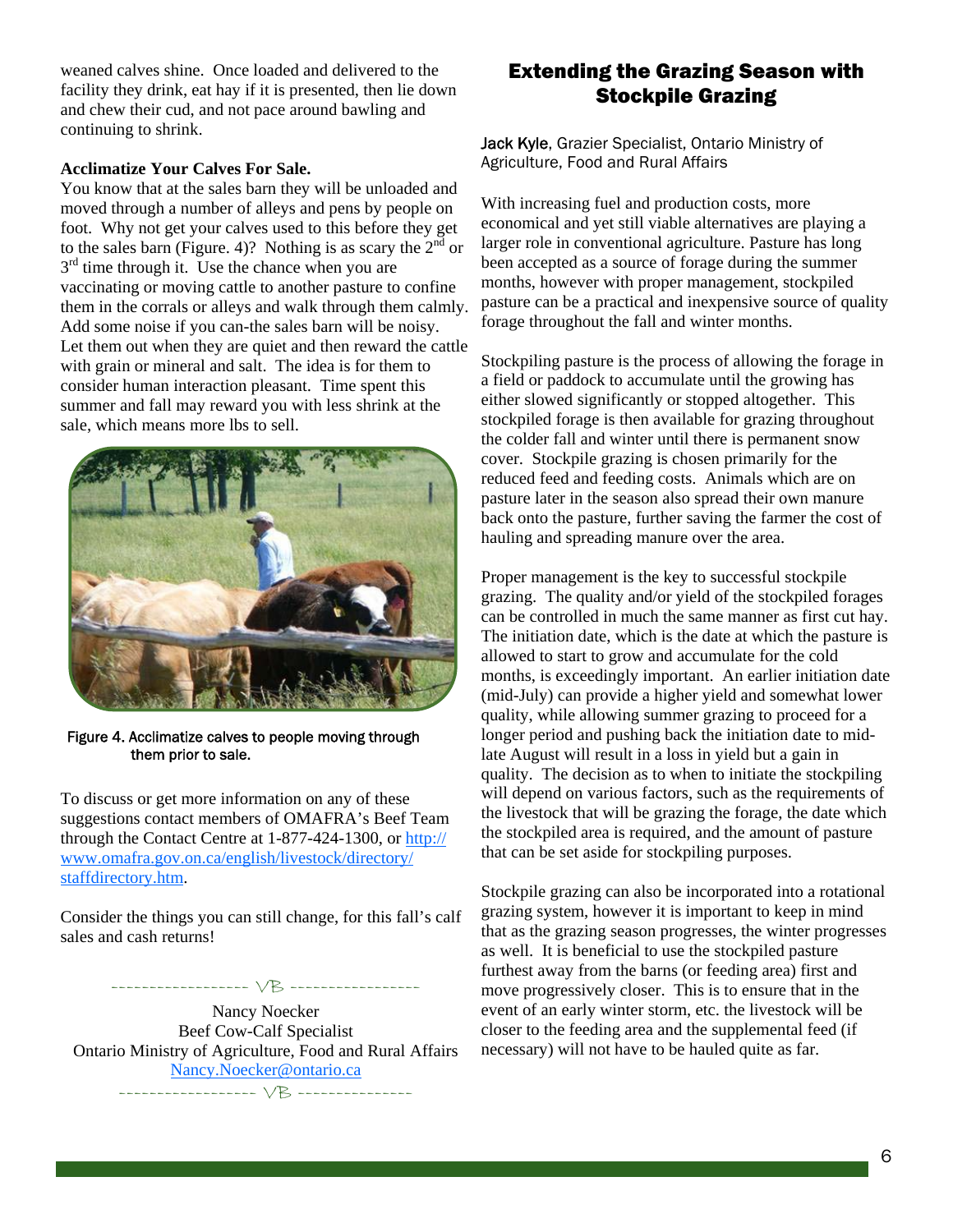weaned calves shine. Once loaded and delivered to the facility they drink, eat hay if it is presented, then lie down and chew their cud, and not pace around bawling and continuing to shrink.

**Acclimatize Your Calves For Sale.**
You know that at the sales barn they will be unloaded and moved through a number of alleys and pens by people on foot. Why not get your calves used to this before they get to the sales barn (Figure. 4)? Nothing is as scary the 2nd or 3rd time through it. Use the chance when you are vaccinating or moving cattle to another pasture to confine them in the corrals or alleys and walk through them calmly. Add some noise if you can-the sales barn will be noisy. Let them out when they are quiet and then reward the cattle with grain or mineral and salt. The idea is for them to consider human interaction pleasant. Time spent this summer and fall may reward you with less shrink at the sale, which means more lbs to sell.

Figure 4. Acclimatize calves to people moving through them prior to sale.

To discuss or get more information on any of these suggestions contact members of OMAFRA's Beef Team through the Contact Centre at 1-877-424-1300, or http://www.omafra.gov.on.ca/english/livestock/directory/staffdirectory.htm.

Consider the things you can still change, for this fall's calf sales and cash returns!

------------------ VB ------------------

Nancy Noecker
Beef Cow-Calf Specialist
Ontario Ministry of Agriculture, Food and Rural Affairs
Nancy.Noecker@ontario.ca

------------------ VB ------------------

## Extending the Grazing Season with Stockpile Grazing

Jack Kyle, Grazier Specialist, Ontario Ministry of Agriculture, Food and Rural Affairs

With increasing fuel and production costs, more economical and yet still viable alternatives are playing a larger role in conventional agriculture. Pasture has long been accepted as a source of forage during the summer months, however with proper management, stockpiled pasture can be a practical and inexpensive source of quality forage throughout the fall and winter months.

Stockpiling pasture is the process of allowing the forage in a field or paddock to accumulate until the growing has either slowed significantly or stopped altogether. This stockpiled forage is then available for grazing throughout the colder fall and winter until there is permanent snow cover. Stockpile grazing is chosen primarily for the reduced feed and feeding costs. Animals which are on pasture later in the season also spread their own manure back onto the pasture, further saving the farmer the cost of hauling and spreading manure over the area.

Proper management is the key to successful stockpile grazing. The quality and/or yield of the stockpiled forages can be controlled in much the same manner as first cut hay. The initiation date, which is the date at which the pasture is allowed to start to grow and accumulate for the cold months, is exceedingly important. An earlier initiation date (mid-July) can provide a higher yield and somewhat lower quality, while allowing summer grazing to proceed for a longer period and pushing back the initiation date to mid-late August will result in a loss in yield but a gain in quality. The decision as to when to initiate the stockpiling will depend on various factors, such as the requirements of the livestock that will be grazing the forage, the date which the stockpiled area is required, and the amount of pasture that can be set aside for stockpiling purposes.

Stockpile grazing can also be incorporated into a rotational grazing system, however it is important to keep in mind that as the grazing season progresses, the winter progresses as well. It is beneficial to use the stockpiled pasture furthest away from the barns (or feeding area) first and move progressively closer. This is to ensure that in the event of an early winter storm, etc. the livestock will be closer to the feeding area and the supplemental feed (if necessary) will not have to be hauled quite as far.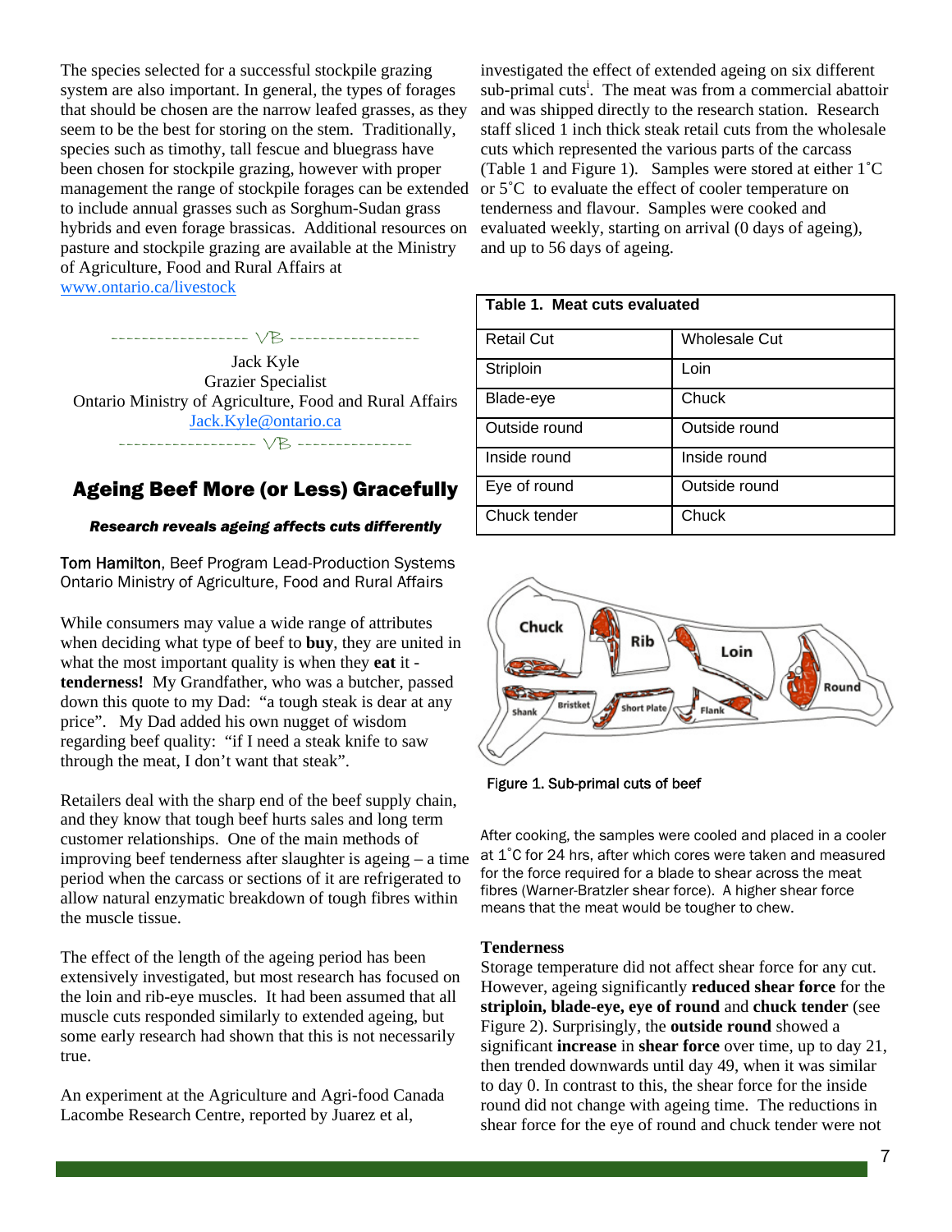The species selected for a successful stockpile grazing system are also important. In general, the types of forages that should be chosen are the narrow leafed grasses, as they seem to be the best for storing on the stem. Traditionally, species such as timothy, tall fescue and bluegrass have been chosen for stockpile grazing, however with proper management the range of stockpile forages can be extended to include annual grasses such as Sorghum-Sudan grass hybrids and even forage brassicas. Additional resources on pasture and stockpile grazing are available at the Ministry of Agriculture, Food and Rural Affairs at www.ontario.ca/livestock

------------------ VB -----------------

Jack Kyle
Grazier Specialist
Ontario Ministry of Agriculture, Food and Rural Affairs
Jack.Kyle@ontario.ca

------------------ VB ---------------

## Ageing Beef More (or Less) Gracefully

***Research reveals ageing affects cuts differently***

Tom Hamilton, Beef Program Lead-Production Systems
Ontario Ministry of Agriculture, Food and Rural Affairs

While consumers may value a wide range of attributes when deciding what type of beef to **buy**, they are united in what the most important quality is when they **eat** it - **tenderness!** My Grandfather, who was a butcher, passed down this quote to my Dad: "a tough steak is dear at any price". My Dad added his own nugget of wisdom regarding beef quality: "if I need a steak knife to saw through the meat, I don't want that steak".

Retailers deal with the sharp end of the beef supply chain, and they know that tough beef hurts sales and long term customer relationships. One of the main methods of improving beef tenderness after slaughter is ageing – a time period when the carcass or sections of it are refrigerated to allow natural enzymatic breakdown of tough fibres within the muscle tissue.

The effect of the length of the ageing period has been extensively investigated, but most research has focused on the loin and rib-eye muscles. It had been assumed that all muscle cuts responded similarly to extended ageing, but some early research had shown that this is not necessarily true.

An experiment at the Agriculture and Agri-food Canada Lacombe Research Centre, reported by Juarez et al, investigated the effect of extended ageing on six different sub-primal cuts[i]. The meat was from a commercial abattoir and was shipped directly to the research station. Research staff sliced 1 inch thick steak retail cuts from the wholesale cuts which represented the various parts of the carcass (Table 1 and Figure 1). Samples were stored at either 1˚C or 5˚C to evaluate the effect of cooler temperature on tenderness and flavour. Samples were cooked and evaluated weekly, starting on arrival (0 days of ageing), and up to 56 days of ageing.

**Table 1. Meat cuts evaluated**

| Retail Cut | Wholesale Cut |
|---|---|
| Striploin | Loin |
| Blade-eye | Chuck |
| Outside round | Outside round |
| Inside round | Inside round |
| Eye of round | Outside round |
| Chuck tender | Chuck |

Figure 1. Sub-primal cuts of beef

After cooking, the samples were cooled and placed in a cooler at 1˚C for 24 hrs, after which cores were taken and measured for the force required for a blade to shear across the meat fibres (Warner-Bratzler shear force). A higher shear force means that the meat would be tougher to chew.

**Tenderness**

Storage temperature did not affect shear force for any cut. However, ageing significantly **reduced shear force** for the **striploin, blade-eye, eye of round** and **chuck tender** (see Figure 2). Surprisingly, the **outside round** showed a significant **increase** in **shear force** over time, up to day 21, then trended downwards until day 49, when it was similar to day 0. In contrast to this, the shear force for the inside round did not change with ageing time. The reductions in shear force for the eye of round and chuck tender were not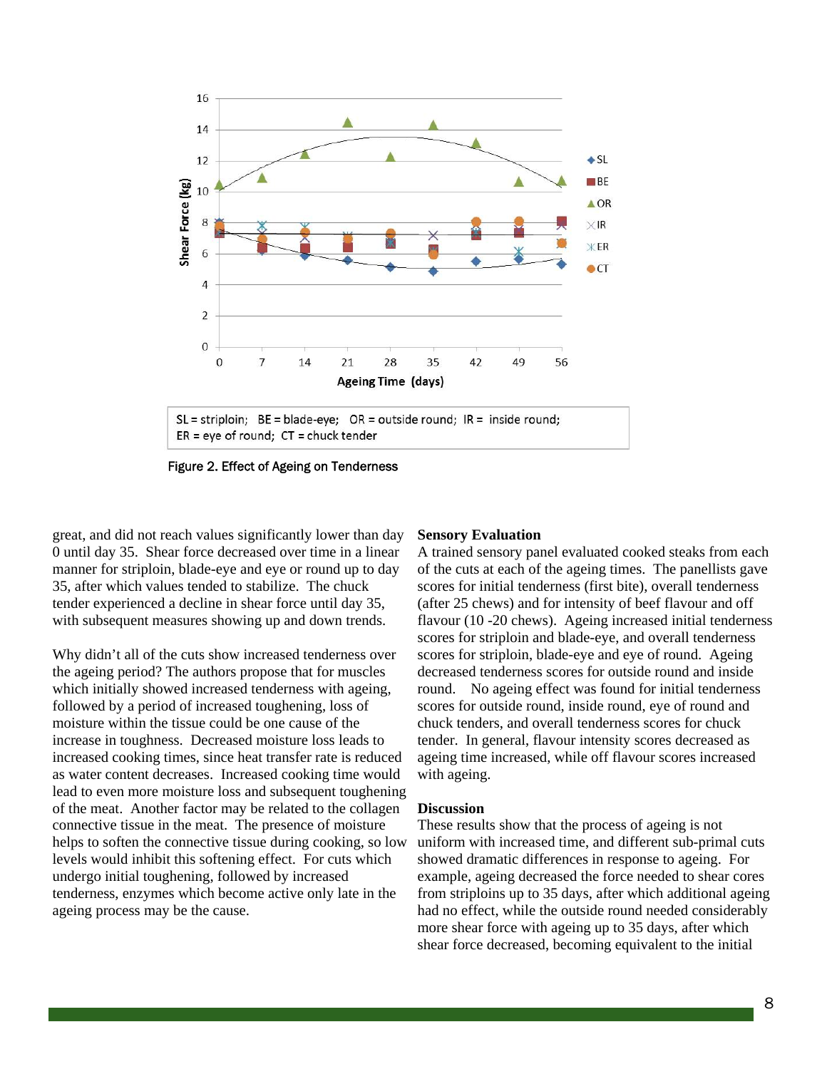SL = striploin; BE = blade-eye; OR = outside round; IR = inside round; ER = eye of round; CT = chuck tender

Figure 2. Effect of Ageing on Tenderness

great, and did not reach values significantly lower than day 0 until day 35. Shear force decreased over time in a linear manner for striploin, blade-eye and eye or round up to day 35, after which values tended to stabilize. The chuck tender experienced a decline in shear force until day 35, with subsequent measures showing up and down trends.

Why didn't all of the cuts show increased tenderness over the ageing period? The authors propose that for muscles which initially showed increased tenderness with ageing, followed by a period of increased toughening, loss of moisture within the tissue could be one cause of the increase in toughness. Decreased moisture loss leads to increased cooking times, since heat transfer rate is reduced as water content decreases. Increased cooking time would lead to even more moisture loss and subsequent toughening of the meat. Another factor may be related to the collagen connective tissue in the meat. The presence of moisture helps to soften the connective tissue during cooking, so low levels would inhibit this softening effect. For cuts which undergo initial toughening, followed by increased tenderness, enzymes which become active only late in the ageing process may be the cause.

**Sensory Evaluation**

A trained sensory panel evaluated cooked steaks from each of the cuts at each of the ageing times. The panellists gave scores for initial tenderness (first bite), overall tenderness (after 25 chews) and for intensity of beef flavour and off flavour (10 -20 chews). Ageing increased initial tenderness scores for striploin and blade-eye, and overall tenderness scores for striploin, blade-eye and eye of round. Ageing decreased tenderness scores for outside round and inside round. No ageing effect was found for initial tenderness scores for outside round, inside round, eye of round and chuck tenders, and overall tenderness scores for chuck tender. In general, flavour intensity scores decreased as ageing time increased, while off flavour scores increased with ageing.

**Discussion**

These results show that the process of ageing is not uniform with increased time, and different sub-primal cuts showed dramatic differences in response to ageing. For example, ageing decreased the force needed to shear cores from striploins up to 35 days, after which additional ageing had no effect, while the outside round needed considerably more shear force with ageing up to 35 days, after which shear force decreased, becoming equivalent to the initial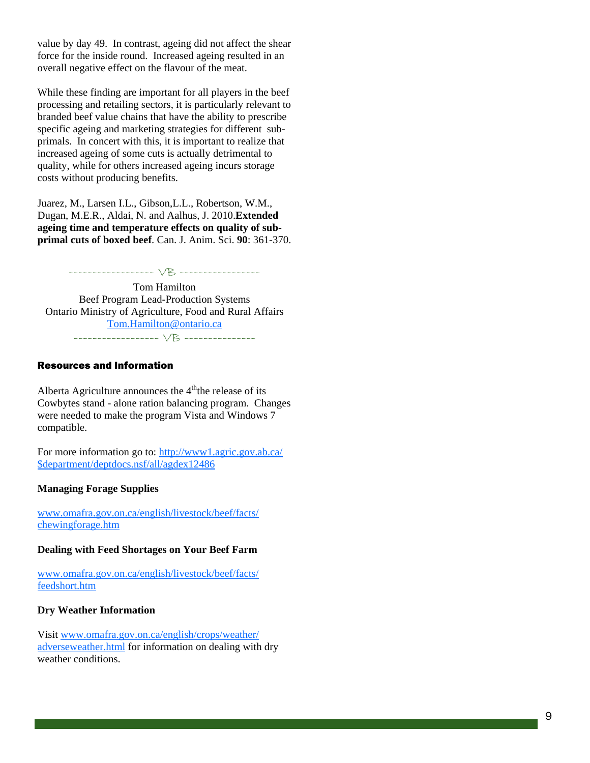value by day 49. In contrast, ageing did not affect the shear force for the inside round. Increased ageing resulted in an overall negative effect on the flavour of the meat.

While these finding are important for all players in the beef processing and retailing sectors, it is particularly relevant to branded beef value chains that have the ability to prescribe specific ageing and marketing strategies for different sub-primals. In concert with this, it is important to realize that increased ageing of some cuts is actually detrimental to quality, while for others increased ageing incurs storage costs without producing benefits.

Juarez, M., Larsen I.L., Gibson,L.L., Robertson, W.M., Dugan, M.E.R., Aldai, N. and Aalhus, J. 2010.**Extended ageing time and temperature effects on quality of sub-primal cuts of boxed beef**. Can. J. Anim. Sci. **90**: 361-370.

------------------ VB -----------------

Tom Hamilton
Beef Program Lead-Production Systems
Ontario Ministry of Agriculture, Food and Rural Affairs
Tom.Hamilton@ontario.ca

------------------ VB ---------------

## Resources and Information

Alberta Agriculture announces the 4th the release of its Cowbytes stand - alone ration balancing program. Changes were needed to make the program Vista and Windows 7 compatible.

For more information go to: http://www1.agric.gov.ab.ca/$department/deptdocs.nsf/all/agdex12486

**Managing Forage Supplies**

www.omafra.gov.on.ca/english/livestock/beef/facts/chewingforage.htm

**Dealing with Feed Shortages on Your Beef Farm**

www.omafra.gov.on.ca/english/livestock/beef/facts/feedshort.htm

**Dry Weather Information**

Visit www.omafra.gov.on.ca/english/crops/weather/adverseweather.html for information on dealing with dry weather conditions.